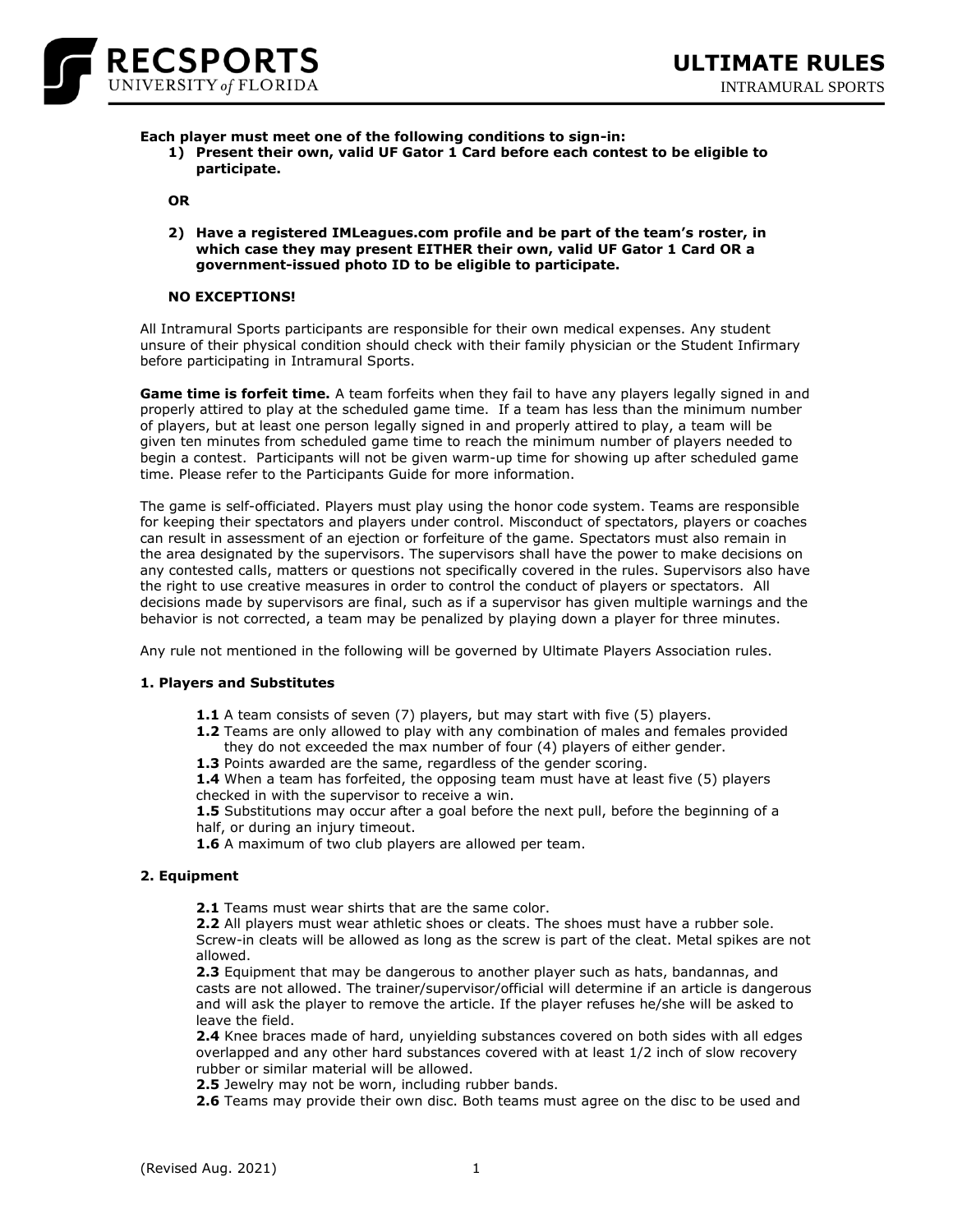# ULTIMATE RULES

INTRAMURAL SPORTS

RECSPORTS UNIVERSITY of FLORIDA

**Each player must meet one of the following conditions to sign-in:**

1) **Present their own, valid UF Gator 1 Card before each contest to be eligible to participate.**

**OR**

2) **Have a registered IMLeagues.com profile and be part of the team's roster, in which case they may present EITHER their own, valid UF Gator 1 Card OR a government-issued photo ID to be eligible to participate.**

**NO EXCEPTIONS!**

All Intramural Sports participants are responsible for their own medical expenses. Any student unsure of their physical condition should check with their family physician or the Student Infirmary before participating in Intramural Sports.

**Game time is forfeit time.** A team forfeits when they fail to have any players legally signed in and properly attired to play at the scheduled game time. If a team has less than the minimum number of players, but at least one person legally signed in and properly attired to play, a team will be given ten minutes from scheduled game time to reach the minimum number of players needed to begin a contest. Participants will not be given warm-up time for showing up after scheduled game time. Please refer to the Participants Guide for more information.

The game is self-officiated. Players must play using the honor code system. Teams are responsible for keeping their spectators and players under control. Misconduct of spectators, players or coaches can result in assessment of an ejection or forfeiture of the game. Spectators must also remain in the area designated by the supervisors. The supervisors shall have the power to make decisions on any contested calls, matters or questions not specifically covered in the rules. Supervisors also have the right to use creative measures in order to control the conduct of players or spectators. All decisions made by supervisors are final, such as if a supervisor has given multiple warnings and the behavior is not corrected, a team may be penalized by playing down a player for three minutes.

Any rule not mentioned in the following will be governed by Ultimate Players Association rules.

### 1. Players and Substitutes

**1.1** A team consists of seven (7) players, but may start with five (5) players.

**1.2** Teams are only allowed to play with any combination of males and females provided they do not exceeded the max number of four (4) players of either gender.

**1.3** Points awarded are the same, regardless of the gender scoring.

**1.4** When a team has forfeited, the opposing team must have at least five (5) players checked in with the supervisor to receive a win.

**1.5** Substitutions may occur after a goal before the next pull, before the beginning of a half, or during an injury timeout.

**1.6** A maximum of two club players are allowed per team.

### 2. Equipment

**2.1** Teams must wear shirts that are the same color.

**2.2** All players must wear athletic shoes or cleats. The shoes must have a rubber sole. Screw-in cleats will be allowed as long as the screw is part of the cleat. Metal spikes are not allowed.

**2.3** Equipment that may be dangerous to another player such as hats, bandannas, and casts are not allowed. The trainer/supervisor/official will determine if an article is dangerous and will ask the player to remove the article. If the player refuses he/she will be asked to leave the field.

**2.4** Knee braces made of hard, unyielding substances covered on both sides with all edges overlapped and any other hard substances covered with at least 1/2 inch of slow recovery rubber or similar material will be allowed.

**2.5** Jewelry may not be worn, including rubber bands.

**2.6** Teams may provide their own disc. Both teams must agree on the disc to be used and

(Revised Aug. 2021)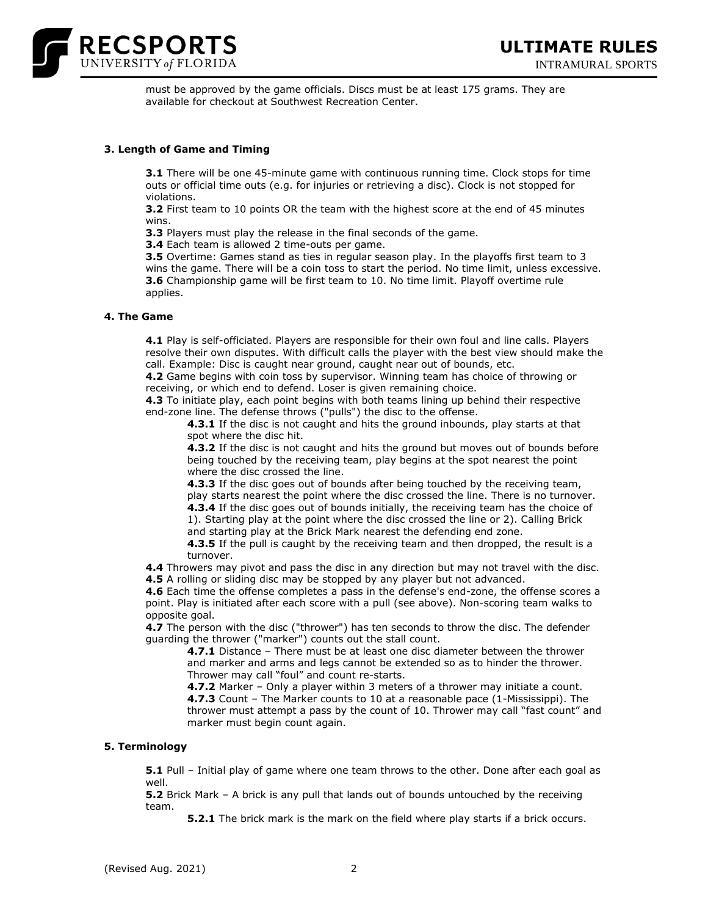must be approved by the game officials. Discs must be at least 175 grams. They are available for checkout at Southwest Recreation Center.

### 3. Length of Game and Timing

**3.1** There will be one 45-minute game with continuous running time. Clock stops for time outs or official time outs (e.g. for injuries or retrieving a disc). Clock is not stopped for violations.
**3.2** First team to 10 points OR the team with the highest score at the end of 45 minutes wins.
**3.3** Players must play the release in the final seconds of the game.
**3.4** Each team is allowed 2 time-outs per game.
**3.5** Overtime: Games stand as ties in regular season play. In the playoffs first team to 3 wins the game. There will be a coin toss to start the period. No time limit, unless excessive.
**3.6** Championship game will be first team to 10. No time limit. Playoff overtime rule applies.

### 4. The Game

**4.1** Play is self-officiated. Players are responsible for their own foul and line calls. Players resolve their own disputes. With difficult calls the player with the best view should make the call. Example: Disc is caught near ground, caught near out of bounds, etc.
**4.2** Game begins with coin toss by supervisor. Winning team has choice of throwing or receiving, or which end to defend. Loser is given remaining choice.
**4.3** To initiate play, each point begins with both teams lining up behind their respective end-zone line. The defense throws ("pulls") the disc to the offense.

- **4.3.1** If the disc is not caught and hits the ground inbounds, play starts at that spot where the disc hit.
- **4.3.2** If the disc is not caught and hits the ground but moves out of bounds before being touched by the receiving team, play begins at the spot nearest the point where the disc crossed the line.
- **4.3.3** If the disc goes out of bounds after being touched by the receiving team, play starts nearest the point where the disc crossed the line. There is no turnover.
- **4.3.4** If the disc goes out of bounds initially, the receiving team has the choice of 1). Starting play at the point where the disc crossed the line or 2). Calling Brick and starting play at the Brick Mark nearest the defending end zone.
- **4.3.5** If the pull is caught by the receiving team and then dropped, the result is a turnover.

**4.4** Throwers may pivot and pass the disc in any direction but may not travel with the disc.
**4.5** A rolling or sliding disc may be stopped by any player but not advanced.
**4.6** Each time the offense completes a pass in the defense's end-zone, the offense scores a point. Play is initiated after each score with a pull (see above). Non-scoring team walks to opposite goal.
**4.7** The person with the disc ("thrower") has ten seconds to throw the disc. The defender guarding the thrower ("marker") counts out the stall count.

- **4.7.1** Distance – There must be at least one disc diameter between the thrower and marker and arms and legs cannot be extended so as to hinder the thrower. Thrower may call "foul" and count re-starts.
- **4.7.2** Marker – Only a player within 3 meters of a thrower may initiate a count.
- **4.7.3** Count – The Marker counts to 10 at a reasonable pace (1-Mississippi). The thrower must attempt a pass by the count of 10. Thrower may call "fast count" and marker must begin count again.

### 5. Terminology

**5.1** Pull – Initial play of game where one team throws to the other. Done after each goal as well.
**5.2** Brick Mark – A brick is any pull that lands out of bounds untouched by the receiving team.

- **5.2.1** The brick mark is the mark on the field where play starts if a brick occurs.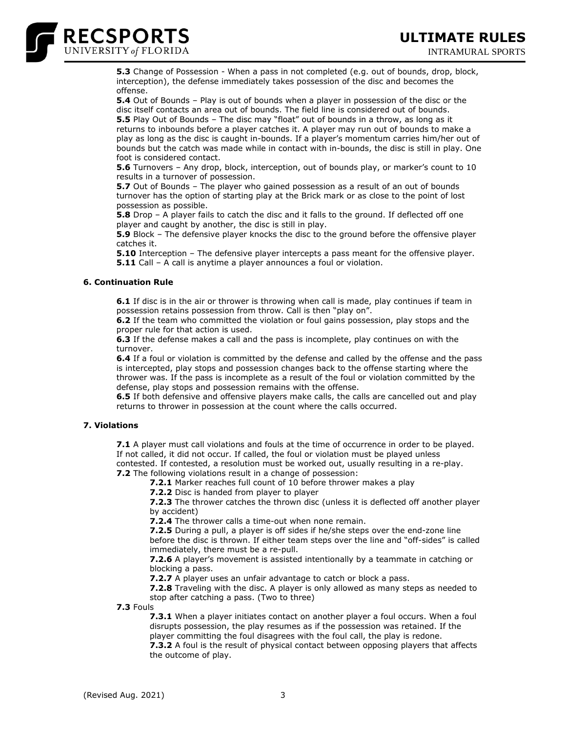**5.3** Change of Possession - When a pass in not completed (e.g. out of bounds, drop, block, interception), the defense immediately takes possession of the disc and becomes the offense.

**5.4** Out of Bounds – Play is out of bounds when a player in possession of the disc or the disc itself contacts an area out of bounds. The field line is considered out of bounds.

**5.5** Play Out of Bounds – The disc may "float" out of bounds in a throw, as long as it returns to inbounds before a player catches it. A player may run out of bounds to make a play as long as the disc is caught in-bounds. If a player's momentum carries him/her out of bounds but the catch was made while in contact with in-bounds, the disc is still in play. One foot is considered contact.

**5.6** Turnovers – Any drop, block, interception, out of bounds play, or marker's count to 10 results in a turnover of possession.

**5.7** Out of Bounds – The player who gained possession as a result of an out of bounds turnover has the option of starting play at the Brick mark or as close to the point of lost possession as possible.

**5.8** Drop – A player fails to catch the disc and it falls to the ground. If deflected off one player and caught by another, the disc is still in play.

**5.9** Block – The defensive player knocks the disc to the ground before the offensive player catches it.

**5.10** Interception – The defensive player intercepts a pass meant for the offensive player.

**5.11** Call – A call is anytime a player announces a foul or violation.

### 6. Continuation Rule

**6.1** If disc is in the air or thrower is throwing when call is made, play continues if team in possession retains possession from throw. Call is then "play on".

**6.2** If the team who committed the violation or foul gains possession, play stops and the proper rule for that action is used.

**6.3** If the defense makes a call and the pass is incomplete, play continues on with the turnover.

**6.4** If a foul or violation is committed by the defense and called by the offense and the pass is intercepted, play stops and possession changes back to the offense starting where the thrower was. If the pass is incomplete as a result of the foul or violation committed by the defense, play stops and possession remains with the offense.

**6.5** If both defensive and offensive players make calls, the calls are cancelled out and play returns to thrower in possession at the count where the calls occurred.

### 7. Violations

**7.1** A player must call violations and fouls at the time of occurrence in order to be played. If not called, it did not occur. If called, the foul or violation must be played unless contested. If contested, a resolution must be worked out, usually resulting in a re-play.

**7.2** The following violations result in a change of possession:

- **7.2.1** Marker reaches full count of 10 before thrower makes a play
- **7.2.2** Disc is handed from player to player
- **7.2.3** The thrower catches the thrown disc (unless it is deflected off another player by accident)
- **7.2.4** The thrower calls a time-out when none remain.
- **7.2.5** During a pull, a player is off sides if he/she steps over the end-zone line before the disc is thrown. If either team steps over the line and "off-sides" is called immediately, there must be a re-pull.
- **7.2.6** A player's movement is assisted intentionally by a teammate in catching or blocking a pass.
- **7.2.7** A player uses an unfair advantage to catch or block a pass.
- **7.2.8** Traveling with the disc. A player is only allowed as many steps as needed to stop after catching a pass. (Two to three)

**7.3** Fouls

- **7.3.1** When a player initiates contact on another player a foul occurs. When a foul disrupts possession, the play resumes as if the possession was retained. If the player committing the foul disagrees with the foul call, the play is redone.
- **7.3.2** A foul is the result of physical contact between opposing players that affects the outcome of play.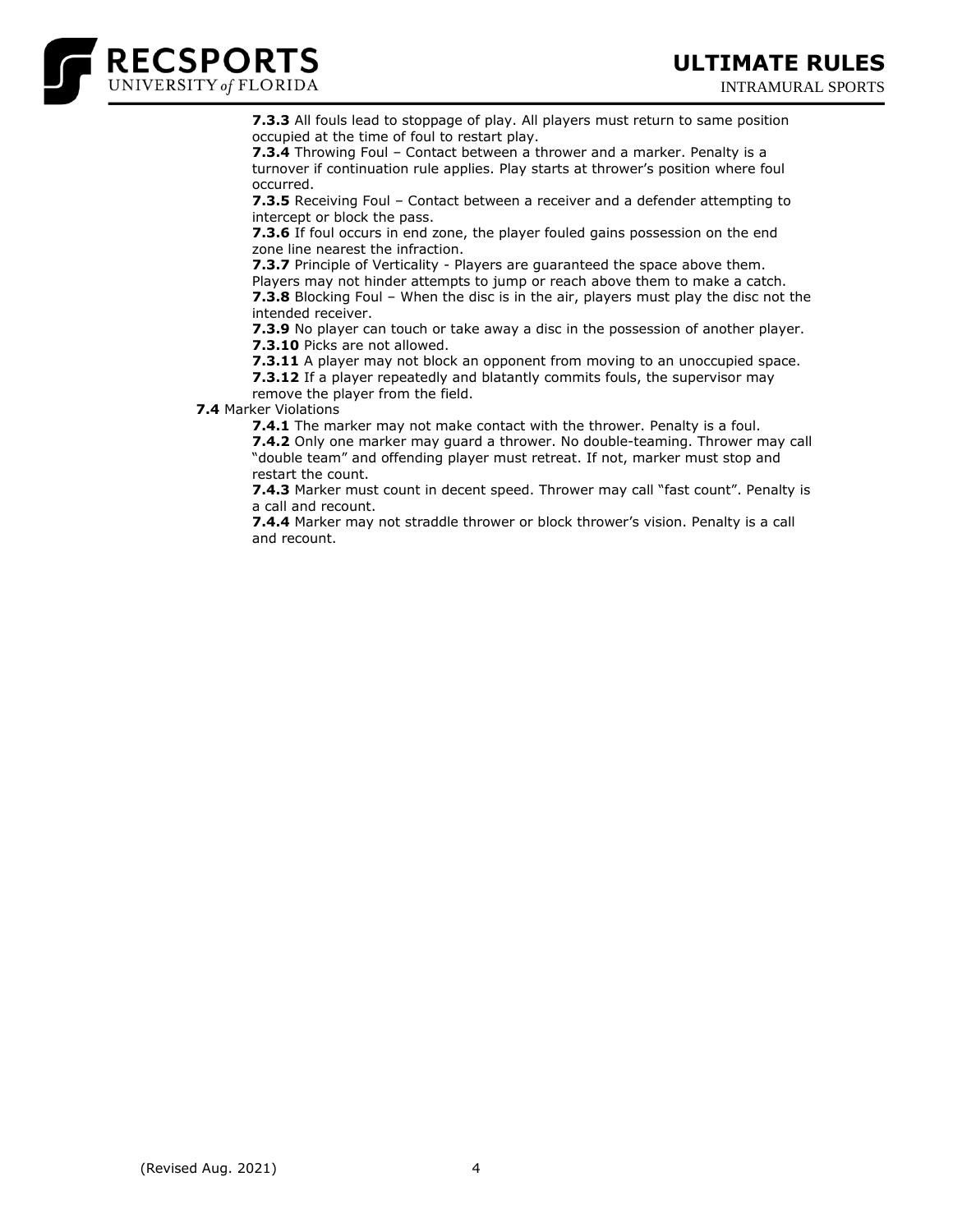**7.3.3** All fouls lead to stoppage of play. All players must return to same position occupied at the time of foul to restart play.

**7.3.4** Throwing Foul – Contact between a thrower and a marker. Penalty is a turnover if continuation rule applies. Play starts at thrower's position where foul occurred.

**7.3.5** Receiving Foul – Contact between a receiver and a defender attempting to intercept or block the pass.

**7.3.6** If foul occurs in end zone, the player fouled gains possession on the end zone line nearest the infraction.

**7.3.7** Principle of Verticality - Players are guaranteed the space above them. Players may not hinder attempts to jump or reach above them to make a catch.

**7.3.8** Blocking Foul – When the disc is in the air, players must play the disc not the intended receiver.

**7.3.9** No player can touch or take away a disc in the possession of another player.

**7.3.10** Picks are not allowed.

**7.3.11** A player may not block an opponent from moving to an unoccupied space.

**7.3.12** If a player repeatedly and blatantly commits fouls, the supervisor may remove the player from the field.

**7.4** Marker Violations

**7.4.1** The marker may not make contact with the thrower. Penalty is a foul.

**7.4.2** Only one marker may guard a thrower. No double-teaming. Thrower may call "double team" and offending player must retreat. If not, marker must stop and restart the count.

**7.4.3** Marker must count in decent speed. Thrower may call "fast count". Penalty is a call and recount.

**7.4.4** Marker may not straddle thrower or block thrower's vision. Penalty is a call and recount.

(Revised Aug. 2021)